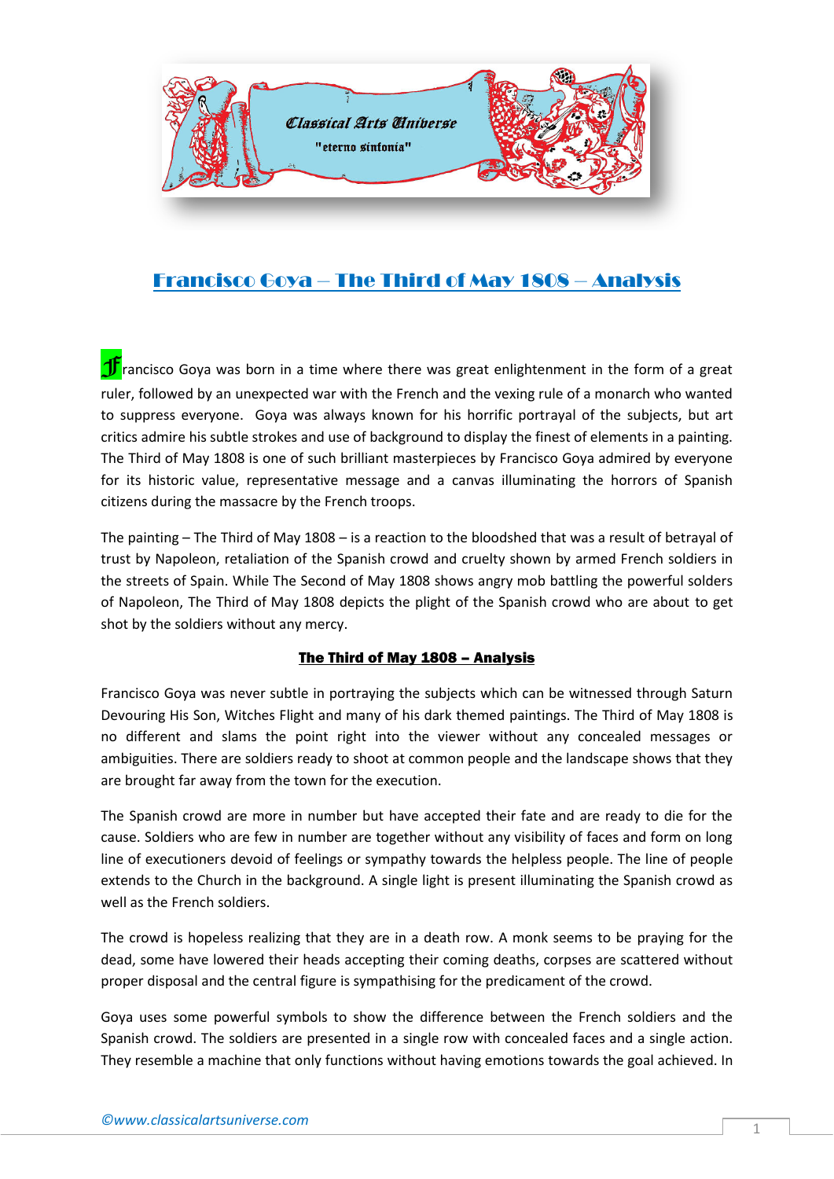# Francisco Goya – The Third of May 1808 – Analysis

Francisco Goya was born in a time where there was great enlightenment in the form of a great ruler, followed by an unexpected war with the French and the vexing rule of a monarch who wanted to suppress everyone. Goya was always known for his horrific portrayal of the subjects, but art critics admire his subtle strokes and use of background to display the finest of elements in a painting. The Third of May 1808 is one of such brilliant masterpieces by Francisco Goya admired by everyone for its historic value, representative message and a canvas illuminating the horrors of Spanish citizens during the massacre by the French troops.

The painting – The Third of May 1808 – is a reaction to the bloodshed that was a result of betrayal of trust by Napoleon, retaliation of the Spanish crowd and cruelty shown by armed French soldiers in the streets of Spain. While The Second of May 1808 shows angry mob battling the powerful solders of Napoleon, The Third of May 1808 depicts the plight of the Spanish crowd who are about to get shot by the soldiers without any mercy.

## The Third of May 1808 – Analysis

Francisco Goya was never subtle in portraying the subjects which can be witnessed through Saturn Devouring His Son, Witches Flight and many of his dark themed paintings. The Third of May 1808 is no different and slams the point right into the viewer without any concealed messages or ambiguities. There are soldiers ready to shoot at common people and the landscape shows that they are brought far away from the town for the execution.

The Spanish crowd are more in number but have accepted their fate and are ready to die for the cause. Soldiers who are few in number are together without any visibility of faces and form on long line of executioners devoid of feelings or sympathy towards the helpless people. The line of people extends to the Church in the background. A single light is present illuminating the Spanish crowd as well as the French soldiers.

The crowd is hopeless realizing that they are in a death row. A monk seems to be praying for the dead, some have lowered their heads accepting their coming deaths, corpses are scattered without proper disposal and the central figure is sympathising for the predicament of the crowd.

Goya uses some powerful symbols to show the difference between the French soldiers and the Spanish crowd. The soldiers are presented in a single row with concealed faces and a single action. They resemble a machine that only functions without having emotions towards the goal achieved. In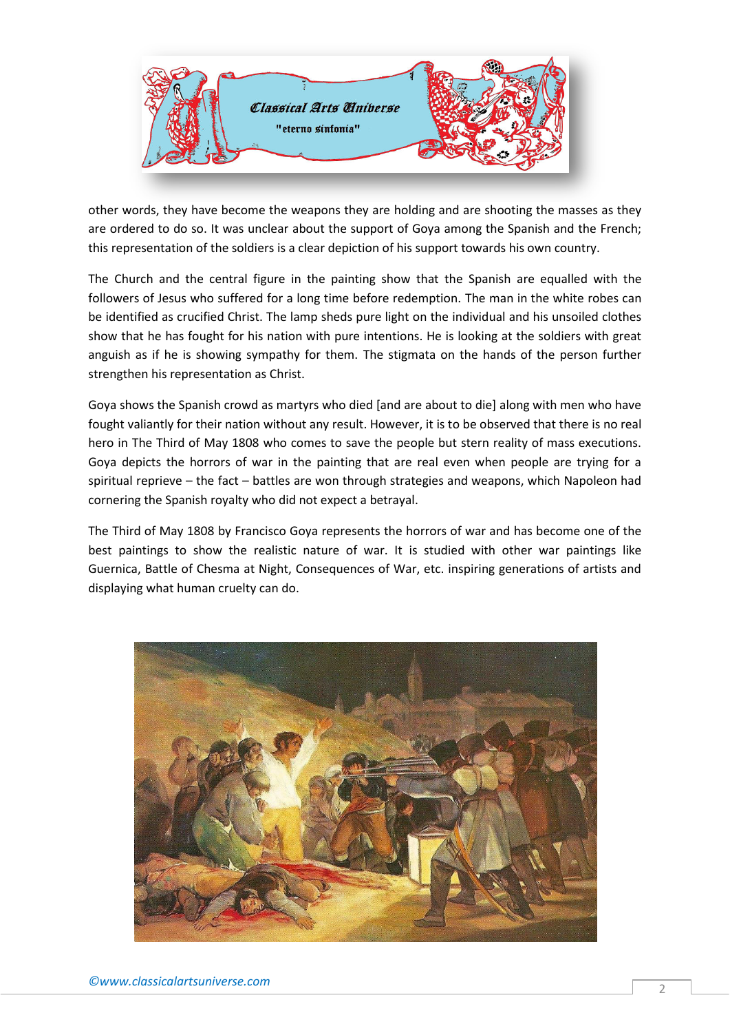other words, they have become the weapons they are holding and are shooting the masses as they are ordered to do so. It was unclear about the support of Goya among the Spanish and the French; this representation of the soldiers is a clear depiction of his support towards his own country.

The Church and the central figure in the painting show that the Spanish are equalled with the followers of Jesus who suffered for a long time before redemption. The man in the white robes can be identified as crucified Christ. The lamp sheds pure light on the individual and his unsoiled clothes show that he has fought for his nation with pure intentions. He is looking at the soldiers with great anguish as if he is showing sympathy for them. The stigmata on the hands of the person further strengthen his representation as Christ.

Goya shows the Spanish crowd as martyrs who died [and are about to die] along with men who have fought valiantly for their nation without any result. However, it is to be observed that there is no real hero in The Third of May 1808 who comes to save the people but stern reality of mass executions. Goya depicts the horrors of war in the painting that are real even when people are trying for a spiritual reprieve – the fact – battles are won through strategies and weapons, which Napoleon had cornering the Spanish royalty who did not expect a betrayal.

The Third of May 1808 by Francisco Goya represents the horrors of war and has become one of the best paintings to show the realistic nature of war. It is studied with other war paintings like Guernica, Battle of Chesma at Night, Consequences of War, etc. inspiring generations of artists and displaying what human cruelty can do.